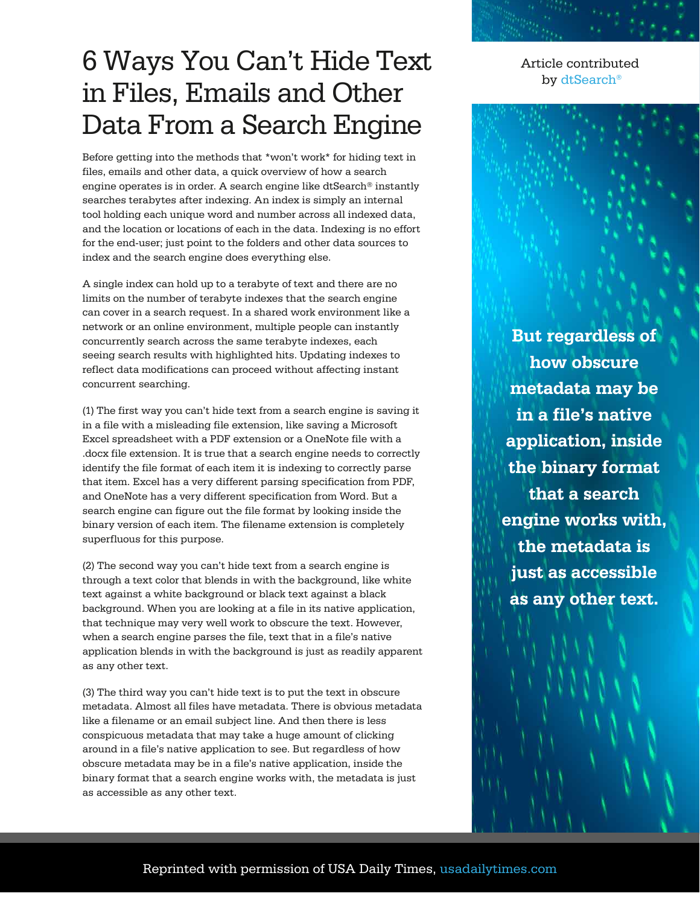# 6 Ways You Can't Hide Text in Files, Emails and Other Data From a Search Engine

Article contributed by dtSearch®

Before getting into the methods that *won't work* for hiding text in files, emails and other data, a quick overview of how a search engine operates is in order. A search engine like dtSearch® instantly searches terabytes after indexing. An index is simply an internal tool holding each unique word and number across all indexed data, and the location or locations of each in the data. Indexing is no effort for the end-user; just point to the folders and other data sources to index and the search engine does everything else.

A single index can hold up to a terabyte of text and there are no limits on the number of terabyte indexes that the search engine can cover in a search request. In a shared work environment like a network or an online environment, multiple people can instantly concurrently search across the same terabyte indexes, each seeing search results with highlighted hits. Updating indexes to reflect data modifications can proceed without affecting instant concurrent searching.

(1) The first way you can't hide text from a search engine is saving it in a file with a misleading file extension, like saving a Microsoft Excel spreadsheet with a PDF extension or a OneNote file with a .docx file extension. It is true that a search engine needs to correctly identify the file format of each item it is indexing to correctly parse that item. Excel has a very different parsing specification from PDF, and OneNote has a very different specification from Word. But a search engine can figure out the file format by looking inside the binary version of each item. The filename extension is completely superfluous for this purpose.

(2) The second way you can't hide text from a search engine is through a text color that blends in with the background, like white text against a white background or black text against a black background. When you are looking at a file in its native application, that technique may very well work to obscure the text. However, when a search engine parses the file, text that in a file's native application blends in with the background is just as readily apparent as any other text.

(3) The third way you can't hide text is to put the text in obscure metadata. Almost all files have metadata. There is obvious metadata like a filename or an email subject line. And then there is less conspicuous metadata that may take a huge amount of clicking around in a file's native application to see. But regardless of how obscure metadata may be in a file's native application, inside the binary format that a search engine works with, the metadata is just as accessible as any other text.

**But regardless of how obscure metadata may be in a file's native application, inside the binary format that a search engine works with, the metadata is just as accessible as any other text.**

Reprinted with permission of USA Daily Times, usadailytimes.com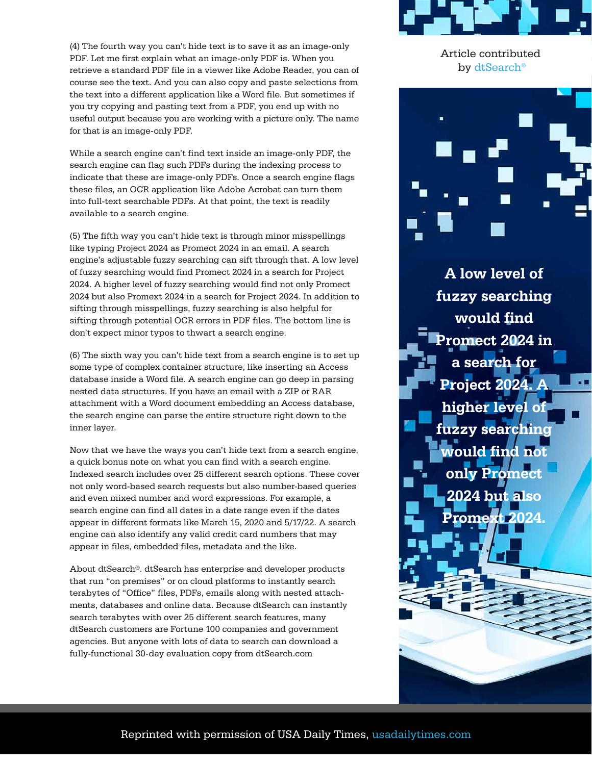(4) The fourth way you can't hide text is to save it as an image-only PDF. Let me first explain what an image-only PDF is. When you retrieve a standard PDF file in a viewer like Adobe Reader, you can of course see the text. And you can also copy and paste selections from the text into a different application like a Word file. But sometimes if you try copying and pasting text from a PDF, you end up with no useful output because you are working with a picture only. The name for that is an image-only PDF.

While a search engine can't find text inside an image-only PDF, the search engine can flag such PDFs during the indexing process to indicate that these are image-only PDFs. Once a search engine flags these files, an OCR application like Adobe Acrobat can turn them into full-text searchable PDFs. At that point, the text is readily available to a search engine.

(5) The fifth way you can't hide text is through minor misspellings like typing Project 2024 as Promect 2024 in an email. A search engine's adjustable fuzzy searching can sift through that. A low level of fuzzy searching would find Promect 2024 in a search for Project 2024. A higher level of fuzzy searching would find not only Promect 2024 but also Promext 2024 in a search for Project 2024. In addition to sifting through misspellings, fuzzy searching is also helpful for sifting through potential OCR errors in PDF files. The bottom line is don't expect minor typos to thwart a search engine.

(6) The sixth way you can't hide text from a search engine is to set up some type of complex container structure, like inserting an Access database inside a Word file. A search engine can go deep in parsing nested data structures. If you have an email with a ZIP or RAR attachment with a Word document embedding an Access database, the search engine can parse the entire structure right down to the inner layer.

Now that we have the ways you can't hide text from a search engine, a quick bonus note on what you can find with a search engine. Indexed search includes over 25 different search options. These cover not only word-based search requests but also number-based queries and even mixed number and word expressions. For example, a search engine can find all dates in a date range even if the dates appear in different formats like March 15, 2020 and 5/17/22. A search engine can also identify any valid credit card numbers that may appear in files, embedded files, metadata and the like.

About dtSearch®. dtSearch has enterprise and developer products that run "on premises" or on cloud platforms to instantly search terabytes of "Office" files, PDFs, emails along with nested attachments, databases and online data. Because dtSearch can instantly search terabytes with over 25 different search features, many dtSearch customers are Fortune 100 companies and government agencies. But anyone with lots of data to search can download a fully-functional 30-day evaluation copy from dtSearch.com

Article contributed by dtSearch®

**A low level of fuzzy searching would find Promect 2024 in a search for Project 2024. A higher level of fuzzy searching would find not only Promect 2024 but also Promext 2024.**

Reprinted with permission of USA Daily Times, usadailytimes.com